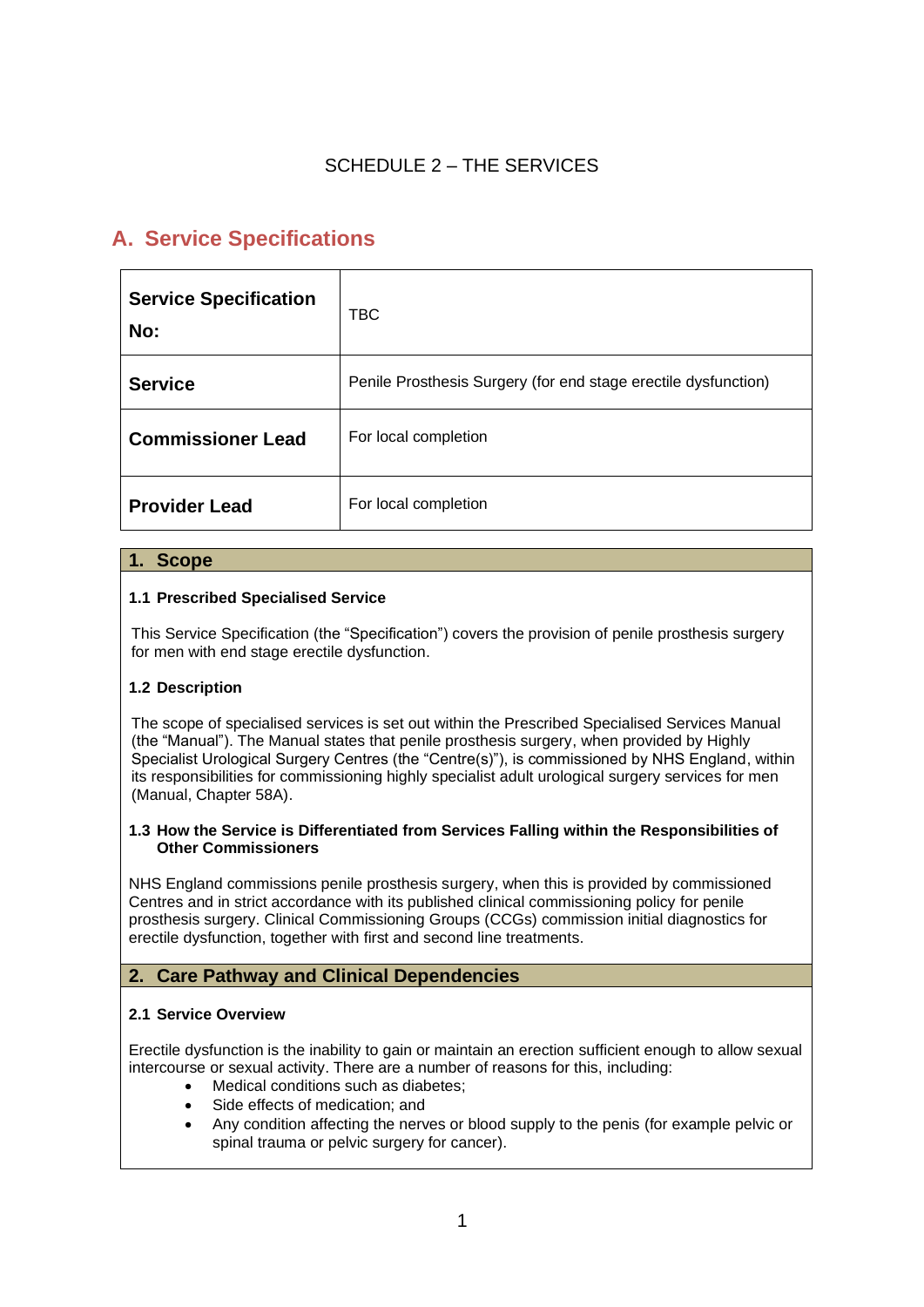SCHEDULE 2 – THE SERVICES

## A. Service Specifications

| **Service Specification No:** | TBC |
|---|---|
| **Service** | Penile Prosthesis Surgery (for end stage erectile dysfunction) |
| **Commissioner Lead** | For local completion |
| **Provider Lead** | For local completion |

### 1. Scope

**1.1 Prescribed Specialised Service**

This Service Specification (the "Specification") covers the provision of penile prosthesis surgery for men with end stage erectile dysfunction.

**1.2 Description**

The scope of specialised services is set out within the Prescribed Specialised Services Manual (the "Manual"). The Manual states that penile prosthesis surgery, when provided by Highly Specialist Urological Surgery Centres (the "Centre(s)"), is commissioned by NHS England, within its responsibilities for commissioning highly specialist adult urological surgery services for men (Manual, Chapter 58A).

**1.3 How the Service is Differentiated from Services Falling within the Responsibilities of Other Commissioners**

NHS England commissions penile prosthesis surgery, when this is provided by commissioned Centres and in strict accordance with its published clinical commissioning policy for penile prosthesis surgery. Clinical Commissioning Groups (CCGs) commission initial diagnostics for erectile dysfunction, together with first and second line treatments.

### 2. Care Pathway and Clinical Dependencies

**2.1 Service Overview**

Erectile dysfunction is the inability to gain or maintain an erection sufficient enough to allow sexual intercourse or sexual activity. There are a number of reasons for this, including:

- Medical conditions such as diabetes;
- Side effects of medication; and
- Any condition affecting the nerves or blood supply to the penis (for example pelvic or spinal trauma or pelvic surgery for cancer).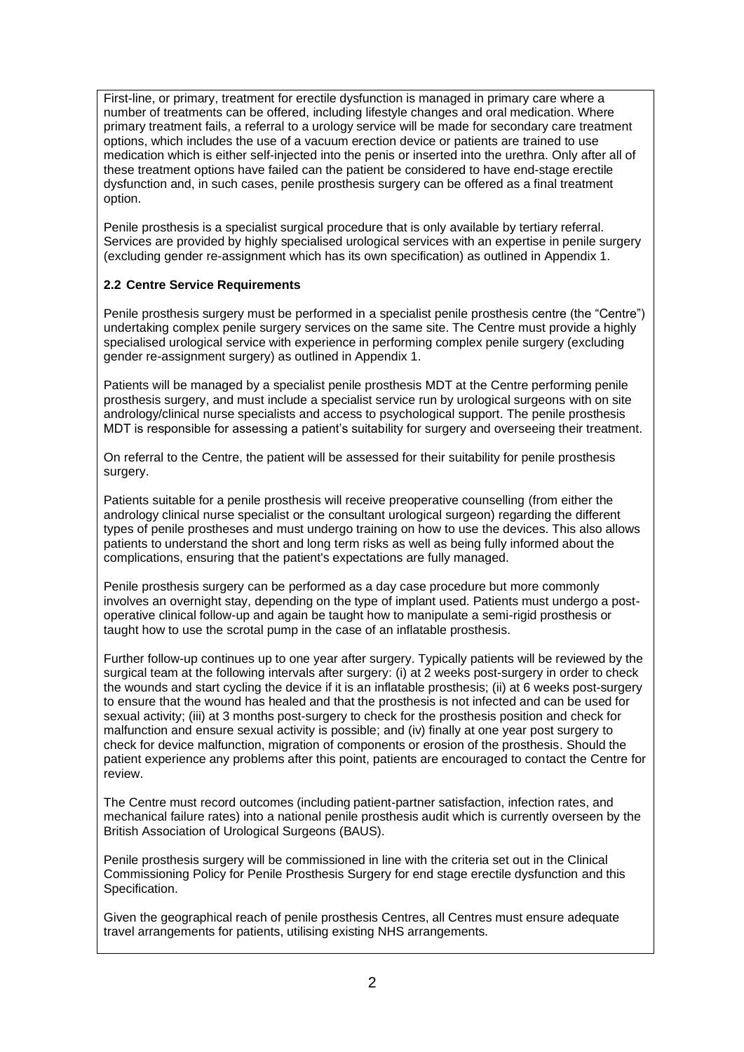First-line, or primary, treatment for erectile dysfunction is managed in primary care where a number of treatments can be offered, including lifestyle changes and oral medication. Where primary treatment fails, a referral to a urology service will be made for secondary care treatment options, which includes the use of a vacuum erection device or patients are trained to use medication which is either self-injected into the penis or inserted into the urethra. Only after all of these treatment options have failed can the patient be considered to have end-stage erectile dysfunction and, in such cases, penile prosthesis surgery can be offered as a final treatment option.

Penile prosthesis is a specialist surgical procedure that is only available by tertiary referral. Services are provided by highly specialised urological services with an expertise in penile surgery (excluding gender re-assignment which has its own specification) as outlined in Appendix 1.

### 2.2 Centre Service Requirements

Penile prosthesis surgery must be performed in a specialist penile prosthesis centre (the "Centre") undertaking complex penile surgery services on the same site. The Centre must provide a highly specialised urological service with experience in performing complex penile surgery (excluding gender re-assignment surgery) as outlined in Appendix 1.

Patients will be managed by a specialist penile prosthesis MDT at the Centre performing penile prosthesis surgery, and must include a specialist service run by urological surgeons with on site andrology/clinical nurse specialists and access to psychological support. The penile prosthesis MDT is responsible for assessing a patient's suitability for surgery and overseeing their treatment.

On referral to the Centre, the patient will be assessed for their suitability for penile prosthesis surgery.

Patients suitable for a penile prosthesis will receive preoperative counselling (from either the andrology clinical nurse specialist or the consultant urological surgeon) regarding the different types of penile prostheses and must undergo training on how to use the devices. This also allows patients to understand the short and long term risks as well as being fully informed about the complications, ensuring that the patient's expectations are fully managed.

Penile prosthesis surgery can be performed as a day case procedure but more commonly involves an overnight stay, depending on the type of implant used. Patients must undergo a post-operative clinical follow-up and again be taught how to manipulate a semi-rigid prosthesis or taught how to use the scrotal pump in the case of an inflatable prosthesis.

Further follow-up continues up to one year after surgery. Typically patients will be reviewed by the surgical team at the following intervals after surgery: (i) at 2 weeks post-surgery in order to check the wounds and start cycling the device if it is an inflatable prosthesis; (ii) at 6 weeks post-surgery to ensure that the wound has healed and that the prosthesis is not infected and can be used for sexual activity; (iii) at 3 months post-surgery to check for the prosthesis position and check for malfunction and ensure sexual activity is possible; and (iv) finally at one year post surgery to check for device malfunction, migration of components or erosion of the prosthesis. Should the patient experience any problems after this point, patients are encouraged to contact the Centre for review.

The Centre must record outcomes (including patient-partner satisfaction, infection rates, and mechanical failure rates) into a national penile prosthesis audit which is currently overseen by the British Association of Urological Surgeons (BAUS).

Penile prosthesis surgery will be commissioned in line with the criteria set out in the Clinical Commissioning Policy for Penile Prosthesis Surgery for end stage erectile dysfunction and this Specification.

Given the geographical reach of penile prosthesis Centres, all Centres must ensure adequate travel arrangements for patients, utilising existing NHS arrangements.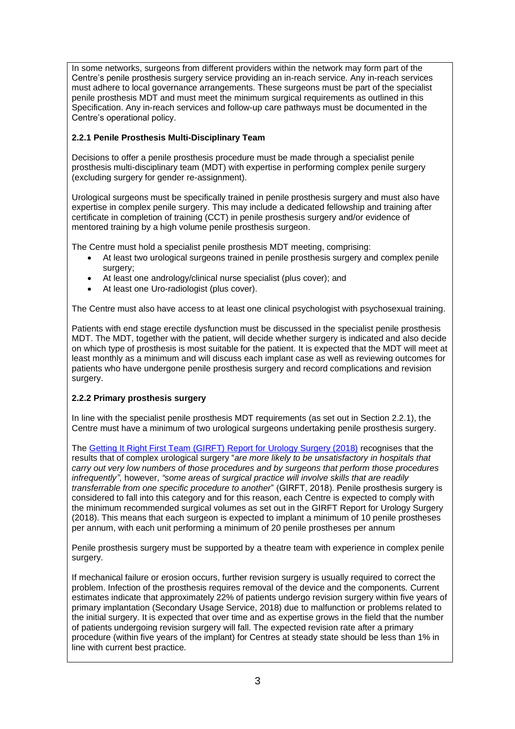In some networks, surgeons from different providers within the network may form part of the Centre's penile prosthesis surgery service providing an in-reach service. Any in-reach services must adhere to local governance arrangements. These surgeons must be part of the specialist penile prosthesis MDT and must meet the minimum surgical requirements as outlined in this Specification. Any in-reach services and follow-up care pathways must be documented in the Centre's operational policy.

### 2.2.1 Penile Prosthesis Multi-Disciplinary Team

Decisions to offer a penile prosthesis procedure must be made through a specialist penile prosthesis multi-disciplinary team (MDT) with expertise in performing complex penile surgery (excluding surgery for gender re-assignment).

Urological surgeons must be specifically trained in penile prosthesis surgery and must also have expertise in complex penile surgery. This may include a dedicated fellowship and training after certificate in completion of training (CCT) in penile prosthesis surgery and/or evidence of mentored training by a high volume penile prosthesis surgeon.

The Centre must hold a specialist penile prosthesis MDT meeting, comprising:

- At least two urological surgeons trained in penile prosthesis surgery and complex penile surgery;
- At least one andrology/clinical nurse specialist (plus cover); and
- At least one Uro-radiologist (plus cover).

The Centre must also have access to at least one clinical psychologist with psychosexual training.

Patients with end stage erectile dysfunction must be discussed in the specialist penile prosthesis MDT. The MDT, together with the patient, will decide whether surgery is indicated and also decide on which type of prosthesis is most suitable for the patient. It is expected that the MDT will meet at least monthly as a minimum and will discuss each implant case as well as reviewing outcomes for patients who have undergone penile prosthesis surgery and record complications and revision surgery.

### 2.2.2 Primary prosthesis surgery

In line with the specialist penile prosthesis MDT requirements (as set out in Section 2.2.1), the Centre must have a minimum of two urological surgeons undertaking penile prosthesis surgery.

The [Getting It Right First Team (GIRFT) Report for Urology Surgery (2018)](#) recognises that the results that of complex urological surgery "*are more likely to be unsatisfactory in hospitals that carry out very low numbers of those procedures and by surgeons that perform those procedures infrequently",* however, *"some areas of surgical practice will involve skills that are readily transferrable from one specific procedure to another*" (GIRFT, 2018). Penile prosthesis surgery is considered to fall into this category and for this reason, each Centre is expected to comply with the minimum recommended surgical volumes as set out in the GIRFT Report for Urology Surgery (2018). This means that each surgeon is expected to implant a minimum of 10 penile prostheses per annum, with each unit performing a minimum of 20 penile prostheses per annum

Penile prosthesis surgery must be supported by a theatre team with experience in complex penile surgery.

If mechanical failure or erosion occurs, further revision surgery is usually required to correct the problem. Infection of the prosthesis requires removal of the device and the components. Current estimates indicate that approximately 22% of patients undergo revision surgery within five years of primary implantation (Secondary Usage Service, 2018) due to malfunction or problems related to the initial surgery. It is expected that over time and as expertise grows in the field that the number of patients undergoing revision surgery will fall. The expected revision rate after a primary procedure (within five years of the implant) for Centres at steady state should be less than 1% in line with current best practice.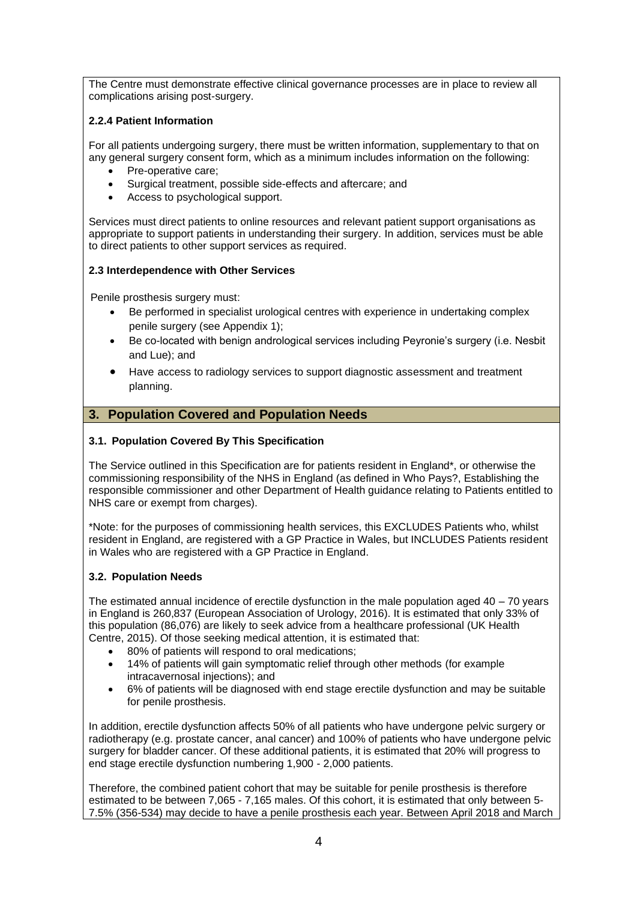The Centre must demonstrate effective clinical governance processes are in place to review all complications arising post-surgery.

### 2.2.4 Patient Information

For all patients undergoing surgery, there must be written information, supplementary to that on any general surgery consent form, which as a minimum includes information on the following:

- Pre-operative care;
- Surgical treatment, possible side-effects and aftercare; and
- Access to psychological support.

Services must direct patients to online resources and relevant patient support organisations as appropriate to support patients in understanding their surgery. In addition, services must be able to direct patients to other support services as required.

### 2.3 Interdependence with Other Services

Penile prosthesis surgery must:

- Be performed in specialist urological centres with experience in undertaking complex penile surgery (see Appendix 1);
- Be co-located with benign andrological services including Peyronie's surgery (i.e. Nesbit and Lue); and
- Have access to radiology services to support diagnostic assessment and treatment planning.

## 3. Population Covered and Population Needs

### 3.1. Population Covered By This Specification

The Service outlined in this Specification are for patients resident in England*, or otherwise the commissioning responsibility of the NHS in England (as defined in Who Pays?, Establishing the responsible commissioner and other Department of Health guidance relating to Patients entitled to NHS care or exempt from charges).

*Note: for the purposes of commissioning health services, this EXCLUDES Patients who, whilst resident in England, are registered with a GP Practice in Wales, but INCLUDES Patients resident in Wales who are registered with a GP Practice in England.

### 3.2. Population Needs

The estimated annual incidence of erectile dysfunction in the male population aged 40 – 70 years in England is 260,837 (European Association of Urology, 2016). It is estimated that only 33% of this population (86,076) are likely to seek advice from a healthcare professional (UK Health Centre, 2015). Of those seeking medical attention, it is estimated that:

- 80% of patients will respond to oral medications;
- 14% of patients will gain symptomatic relief through other methods (for example intracavernosal injections); and
- 6% of patients will be diagnosed with end stage erectile dysfunction and may be suitable for penile prosthesis.

In addition, erectile dysfunction affects 50% of all patients who have undergone pelvic surgery or radiotherapy (e.g. prostate cancer, anal cancer) and 100% of patients who have undergone pelvic surgery for bladder cancer. Of these additional patients, it is estimated that 20% will progress to end stage erectile dysfunction numbering 1,900 - 2,000 patients.

Therefore, the combined patient cohort that may be suitable for penile prosthesis is therefore estimated to be between 7,065 - 7,165 males. Of this cohort, it is estimated that only between 5-7.5% (356-534) may decide to have a penile prosthesis each year. Between April 2018 and March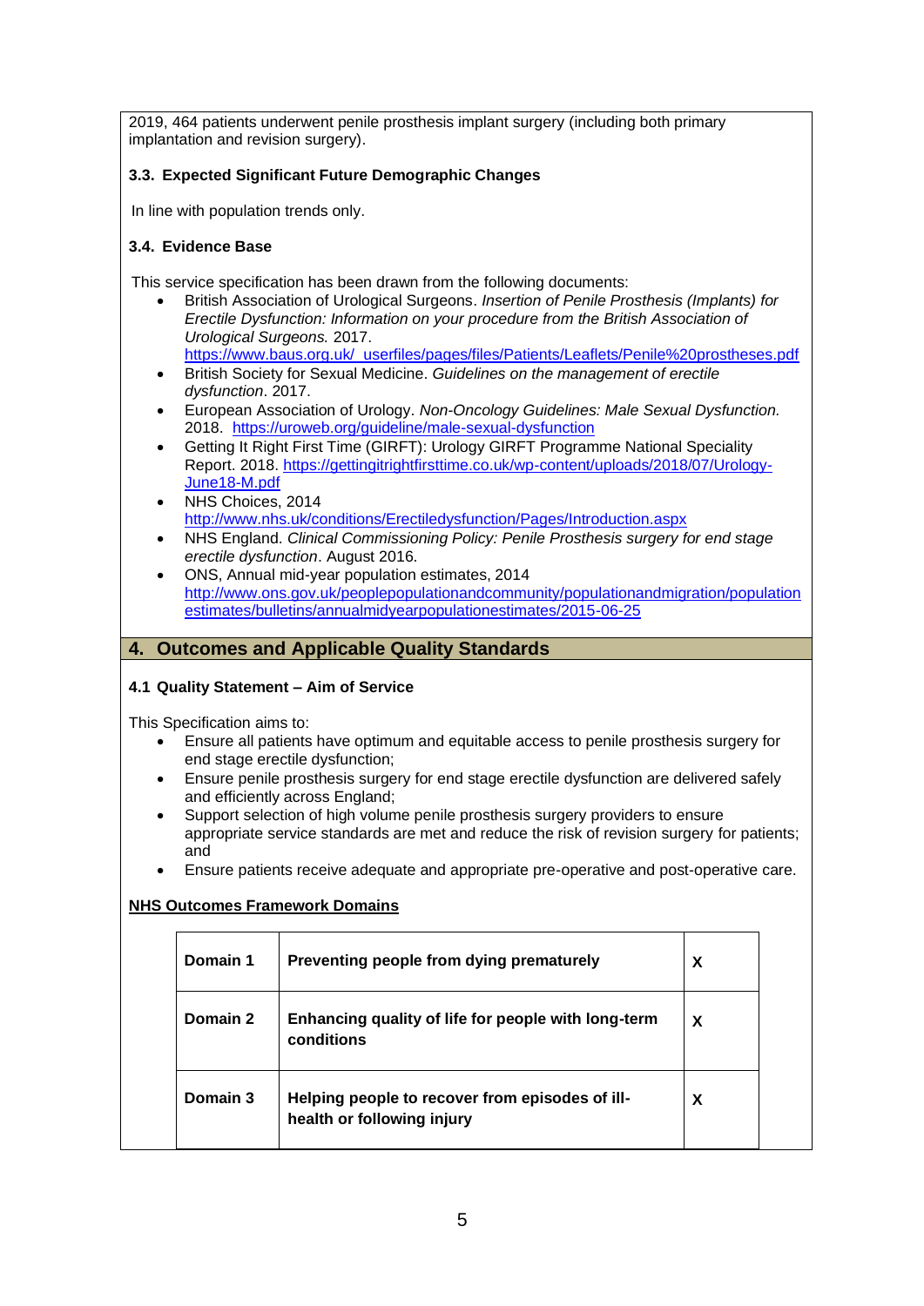2019, 464 patients underwent penile prosthesis implant surgery (including both primary implantation and revision surgery).

### 3.3. Expected Significant Future Demographic Changes

In line with population trends only.

### 3.4. Evidence Base

This service specification has been drawn from the following documents:

- British Association of Urological Surgeons. *Insertion of Penile Prosthesis (Implants) for Erectile Dysfunction: Information on your procedure from the British Association of Urological Surgeons.* 2017. https://www.baus.org.uk/_userfiles/pages/files/Patients/Leaflets/Penile%20prostheses.pdf
- British Society for Sexual Medicine. *Guidelines on the management of erectile dysfunction*. 2017.
- European Association of Urology. *Non-Oncology Guidelines: Male Sexual Dysfunction.* 2018. https://uroweb.org/guideline/male-sexual-dysfunction
- Getting It Right First Time (GIRFT): Urology GIRFT Programme National Speciality Report. 2018. https://gettingitrightfirsttime.co.uk/wp-content/uploads/2018/07/Urology-June18-M.pdf
- NHS Choices, 2014 http://www.nhs.uk/conditions/Erectiledysfunction/Pages/Introduction.aspx
- NHS England. *Clinical Commissioning Policy: Penile Prosthesis surgery for end stage erectile dysfunction*. August 2016.
- ONS, Annual mid-year population estimates, 2014 http://www.ons.gov.uk/peoplepopulationandcommunity/populationandmigration/populationestimates/bulletins/annualmidyearpopulationestimates/2015-06-25

## 4. Outcomes and Applicable Quality Standards

### 4.1 Quality Statement – Aim of Service

This Specification aims to:

- Ensure all patients have optimum and equitable access to penile prosthesis surgery for end stage erectile dysfunction;
- Ensure penile prosthesis surgery for end stage erectile dysfunction are delivered safely and efficiently across England;
- Support selection of high volume penile prosthesis surgery providers to ensure appropriate service standards are met and reduce the risk of revision surgery for patients; and
- Ensure patients receive adequate and appropriate pre-operative and post-operative care.

**NHS Outcomes Framework Domains**

| | | |
|---|---|---|
| **Domain 1** | **Preventing people from dying prematurely** | **X** |
| **Domain 2** | **Enhancing quality of life for people with long-term conditions** | **X** |
| **Domain 3** | **Helping people to recover from episodes of ill-health or following injury** | **X** |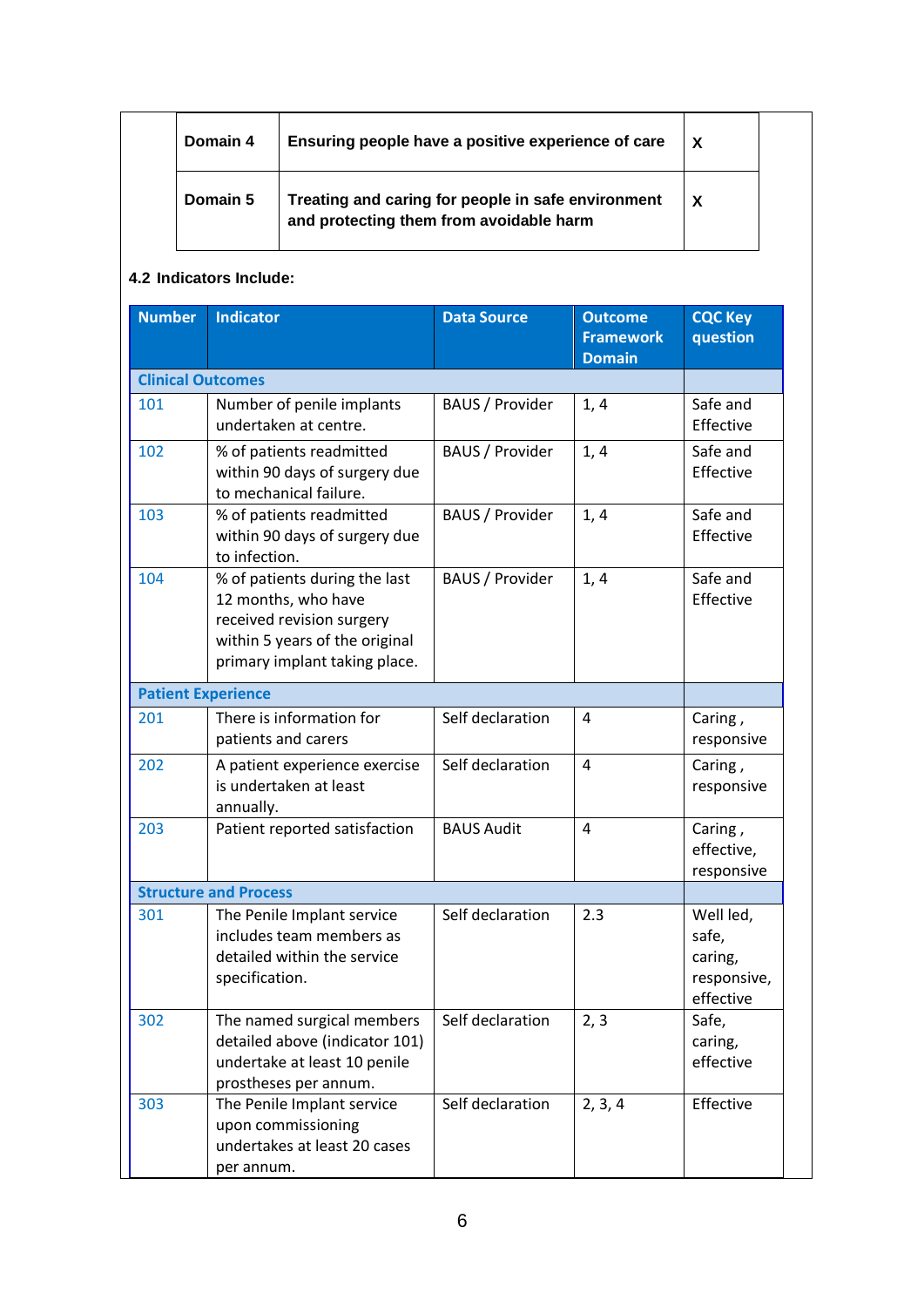| | | |
|---|---|---|
| **Domain 4** | **Ensuring people have a positive experience of care** | **X** |
| **Domain 5** | **Treating and caring for people in safe environment and protecting them from avoidable harm** | **X** |

**4.2 Indicators Include:**

| Number | Indicator | Data Source | Outcome Framework Domain | CQC Key question |
|---|---|---|---|---|
| **Clinical Outcomes** | | | | |
| 101 | Number of penile implants undertaken at centre. | BAUS / Provider | 1, 4 | Safe and Effective |
| 102 | % of patients readmitted within 90 days of surgery due to mechanical failure. | BAUS / Provider | 1, 4 | Safe and Effective |
| 103 | % of patients readmitted within 90 days of surgery due to infection. | BAUS / Provider | 1, 4 | Safe and Effective |
| 104 | % of patients during the last 12 months, who have received revision surgery within 5 years of the original primary implant taking place. | BAUS / Provider | 1, 4 | Safe and Effective |
| **Patient Experience** | | | | |
| 201 | There is information for patients and carers | Self declaration | 4 | Caring , responsive |
| 202 | A patient experience exercise is undertaken at least annually. | Self declaration | 4 | Caring , responsive |
| 203 | Patient reported satisfaction | BAUS Audit | 4 | Caring , effective, responsive |
| **Structure and Process** | | | | |
| 301 | The Penile Implant service includes team members as detailed within the service specification. | Self declaration | 2.3 | Well led, safe, caring, responsive, effective |
| 302 | The named surgical members detailed above (indicator 101) undertake at least 10 penile prostheses per annum. | Self declaration | 2, 3 | Safe, caring, effective |
| 303 | The Penile Implant service upon commissioning undertakes at least 20 cases per annum. | Self declaration | 2, 3, 4 | Effective |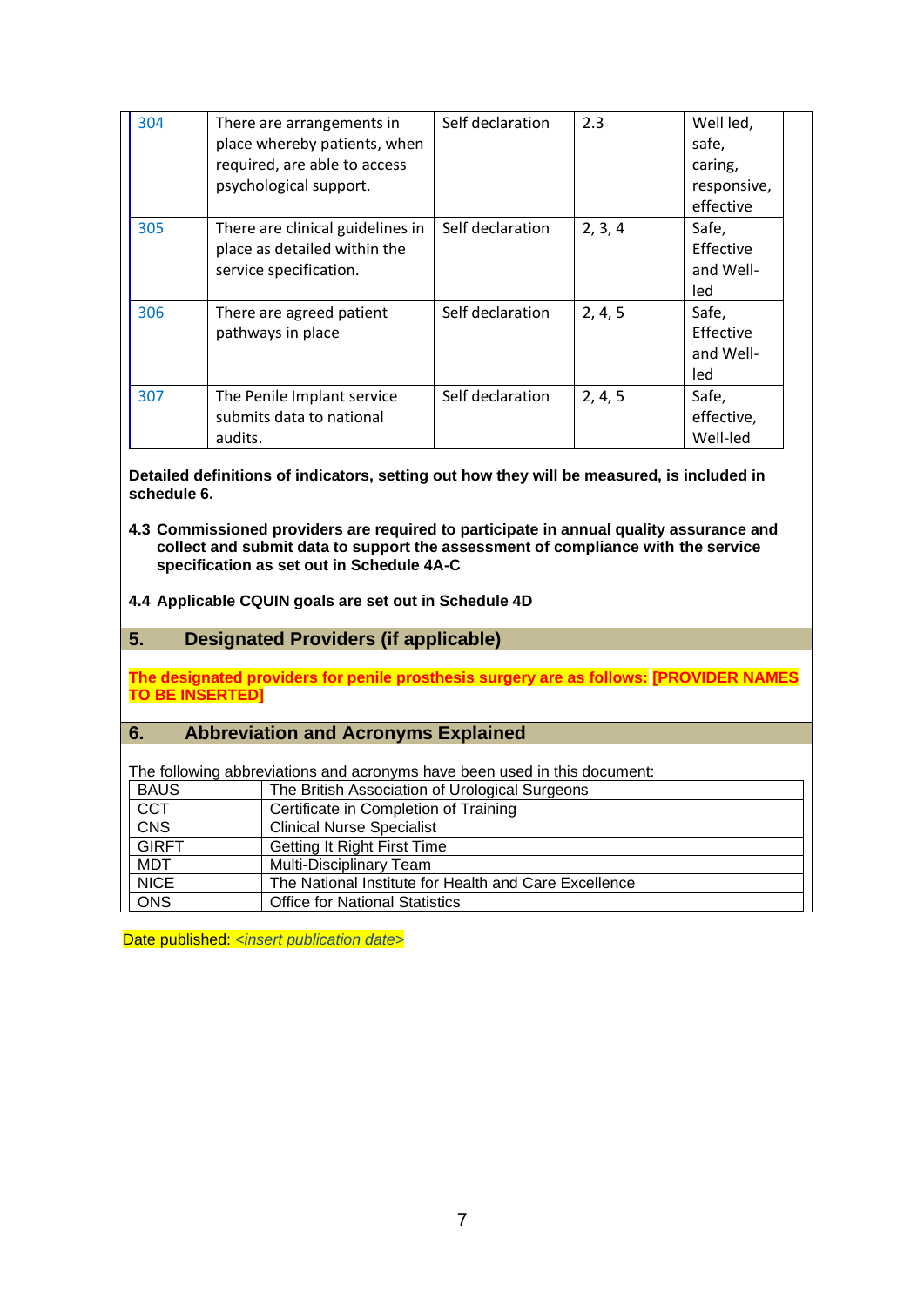| 304 | There are arrangements in place whereby patients, when required, are able to access psychological support. | Self declaration | 2.3 | Well led, safe, caring, responsive, effective |
|---|---|---|---|---|
| 305 | There are clinical guidelines in place as detailed within the service specification. | Self declaration | 2, 3, 4 | Safe, Effective and Well-led |
| 306 | There are agreed patient pathways in place | Self declaration | 2, 4, 5 | Safe, Effective and Well-led |
| 307 | The Penile Implant service submits data to national audits. | Self declaration | 2, 4, 5 | Safe, effective, Well-led |

**Detailed definitions of indicators, setting out how they will be measured, is included in schedule 6.**

**4.3 Commissioned providers are required to participate in annual quality assurance and collect and submit data to support the assessment of compliance with the service specification as set out in Schedule 4A-C**

**4.4 Applicable CQUIN goals are set out in Schedule 4D**

## 5. Designated Providers (if applicable)

**The designated providers for penile prosthesis surgery are as follows: [PROVIDER NAMES TO BE INSERTED]**

## 6. Abbreviation and Acronyms Explained

The following abbreviations and acronyms have been used in this document:

| BAUS | The British Association of Urological Surgeons |
|---|---|
| CCT | Certificate in Completion of Training |
| CNS | Clinical Nurse Specialist |
| GIRFT | Getting It Right First Time |
| MDT | Multi-Disciplinary Team |
| NICE | The National Institute for Health and Care Excellence |
| ONS | Office for National Statistics |

Date published: *<insert publication date>*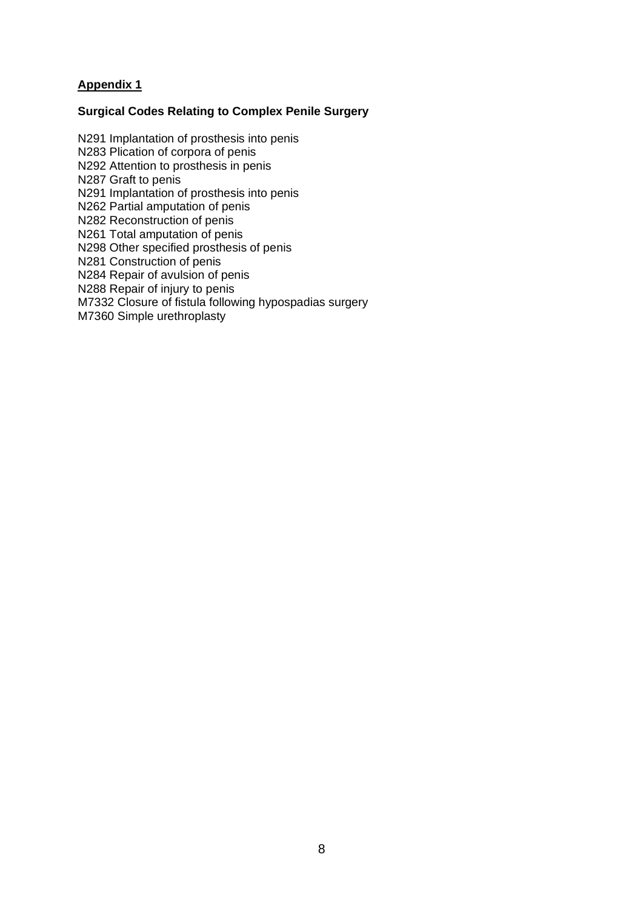## Appendix 1

**Surgical Codes Relating to Complex Penile Surgery**

N291 Implantation of prosthesis into penis
N283 Plication of corpora of penis
N292 Attention to prosthesis in penis
N287 Graft to penis
N291 Implantation of prosthesis into penis
N262 Partial amputation of penis
N282 Reconstruction of penis
N261 Total amputation of penis
N298 Other specified prosthesis of penis
N281 Construction of penis
N284 Repair of avulsion of penis
N288 Repair of injury to penis
M7332 Closure of fistula following hypospadias surgery
M7360 Simple urethroplasty